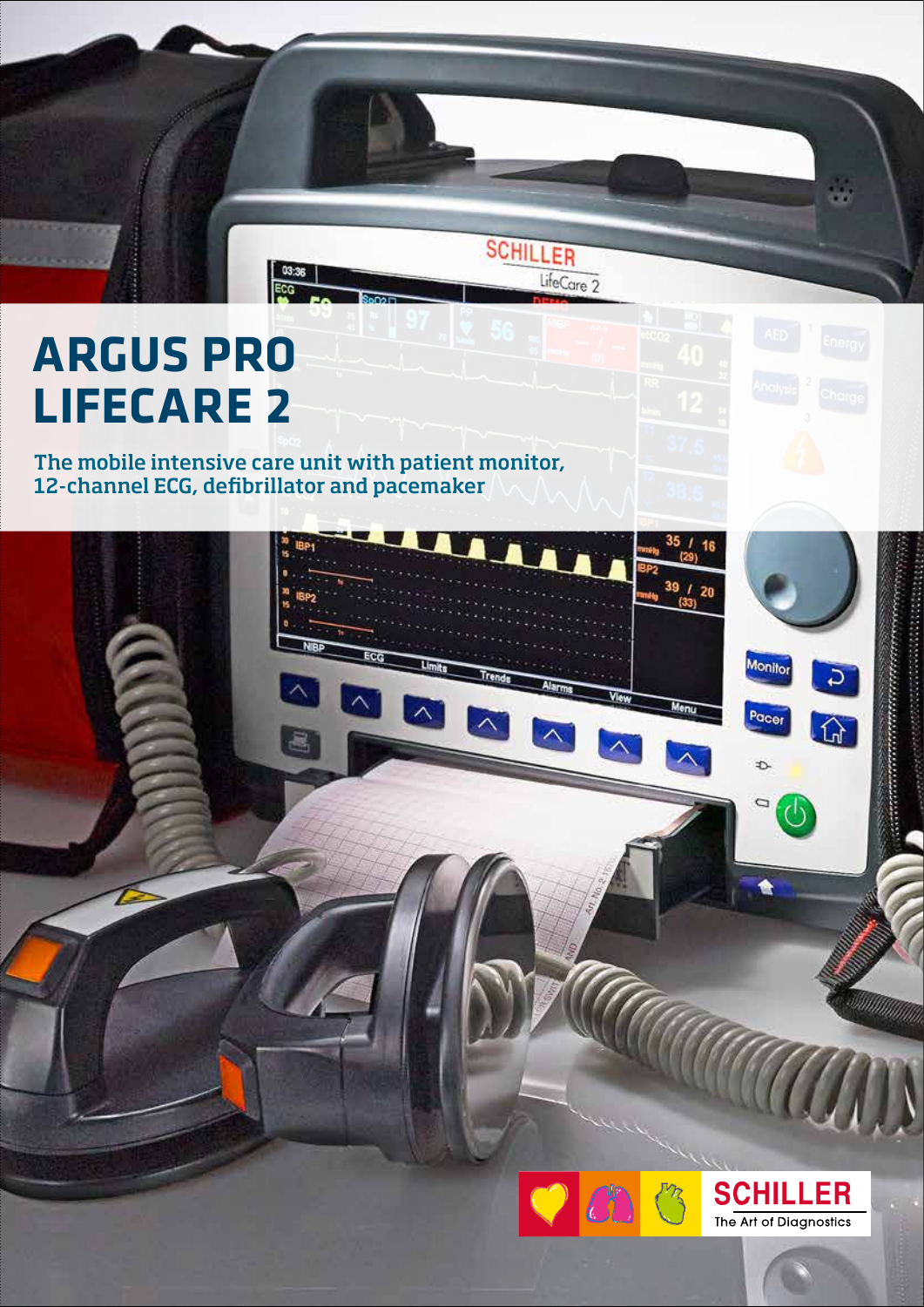# ARGUS PRO LIFECARE 2

The mobile intensive care unit with patient monitor, 12-channel ECG, defibrillator and pacemaker

SCHILLER
The Art of Diagnostics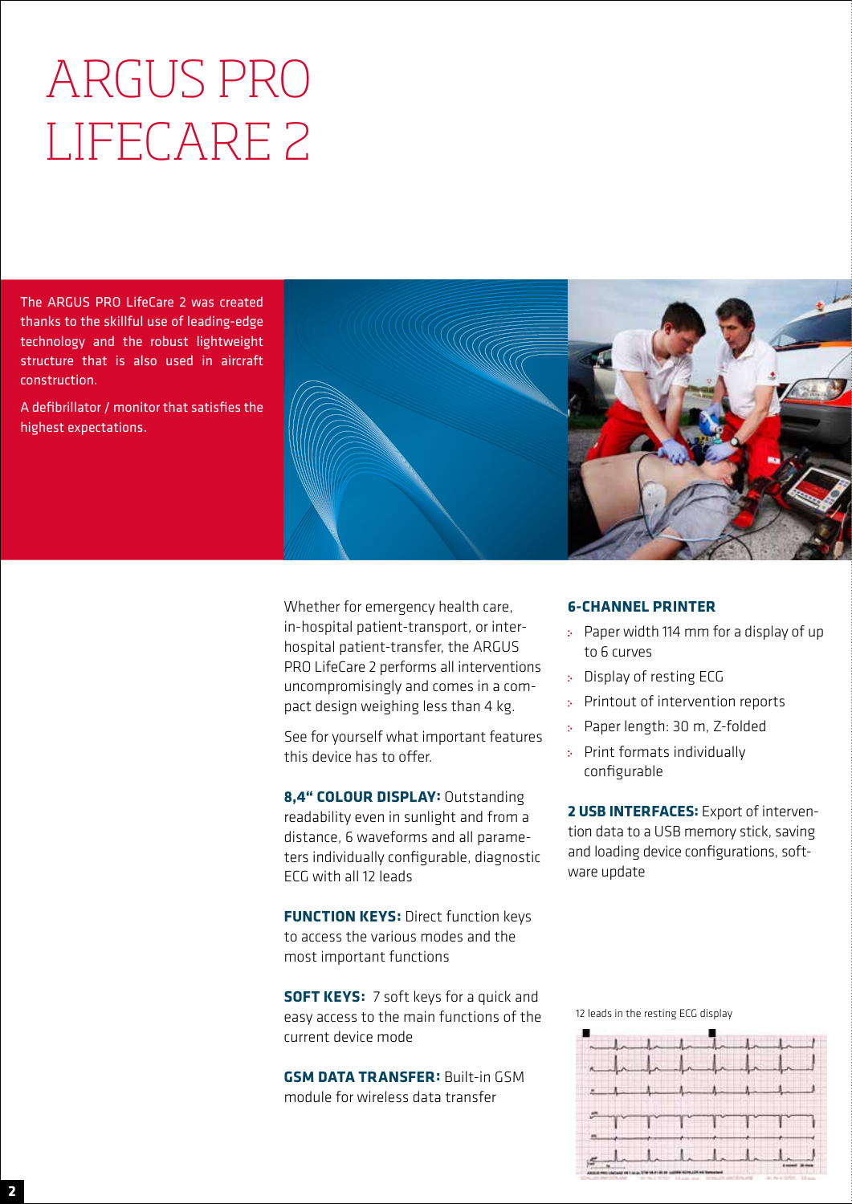# ARGUS PRO LIFECARE 2

The ARGUS PRO LifeCare 2 was created thanks to the skillful use of leading-edge technology and the robust lightweight structure that is also used in aircraft construction.

A defibrillator / monitor that satisfies the highest expectations.

Whether for emergency health care, in-hospital patient-transport, or inter-hospital patient-transfer, the ARGUS PRO LifeCare 2 performs all interventions uncompromisingly and comes in a compact design weighing less than 4 kg.

See for yourself what important features this device has to offer.

**8,4" COLOUR DISPLAY:** Outstanding readability even in sunlight and from a distance, 6 waveforms and all parameters individually configurable, diagnostic ECG with all 12 leads

**FUNCTION KEYS:** Direct function keys to access the various modes and the most important functions

**SOFT KEYS:** 7 soft keys for a quick and easy access to the main functions of the current device mode

**GSM DATA TRANSFER:** Built-in GSM module for wireless data transfer

**6-CHANNEL PRINTER**

- Paper width 114 mm for a display of up to 6 curves
- Display of resting ECG
- Printout of intervention reports
- Paper length: 30 m, Z-folded
- Print formats individually configurable

**2 USB INTERFACES:** Export of intervention data to a USB memory stick, saving and loading device configurations, software update

12 leads in the resting ECG display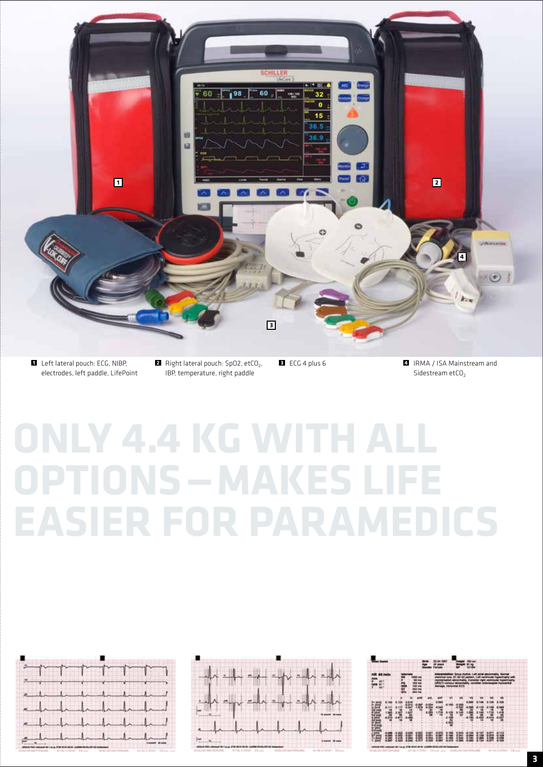1 Left lateral pouch: ECG, NIBP, electrodes, left paddle, LifePoint

2 Right lateral pouch: SpO2, $etCO_2$, IBP, temperature, right paddle

3 ECG 4 plus 6

4 IRMA / ISA Mainstream and Sidestream $etCO_2$

# ONLY 4.4 KG WITH ALL OPTIONS – MAKES LIFE EASIER FOR PARAMEDICS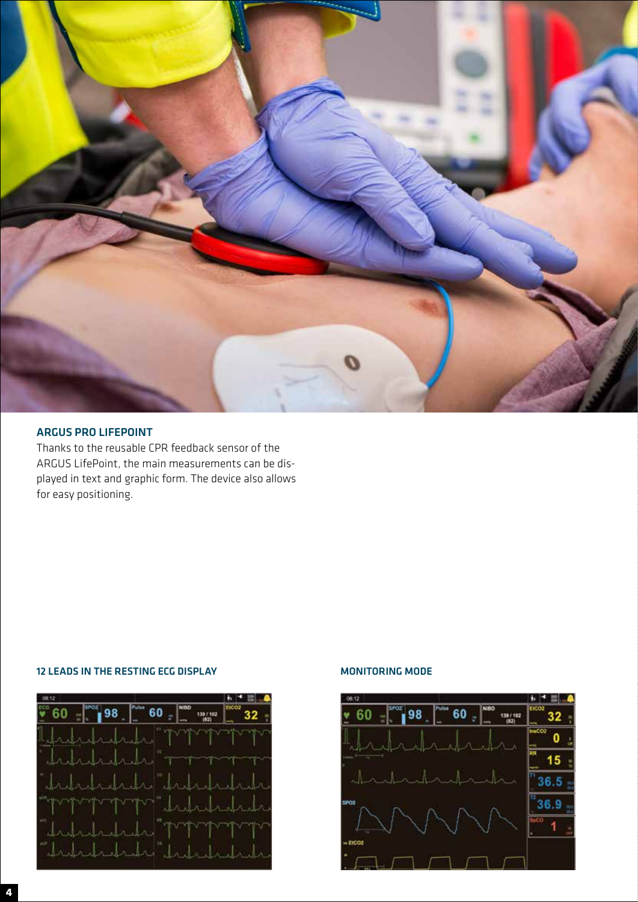### ARGUS PRO LIFEPOINT

Thanks to the reusable CPR feedback sensor of the ARGUS LifePoint, the main measurements can be displayed in text and graphic form. The device also allows for easy positioning.

#### 12 LEADS IN THE RESTING ECG DISPLAY

#### MONITORING MODE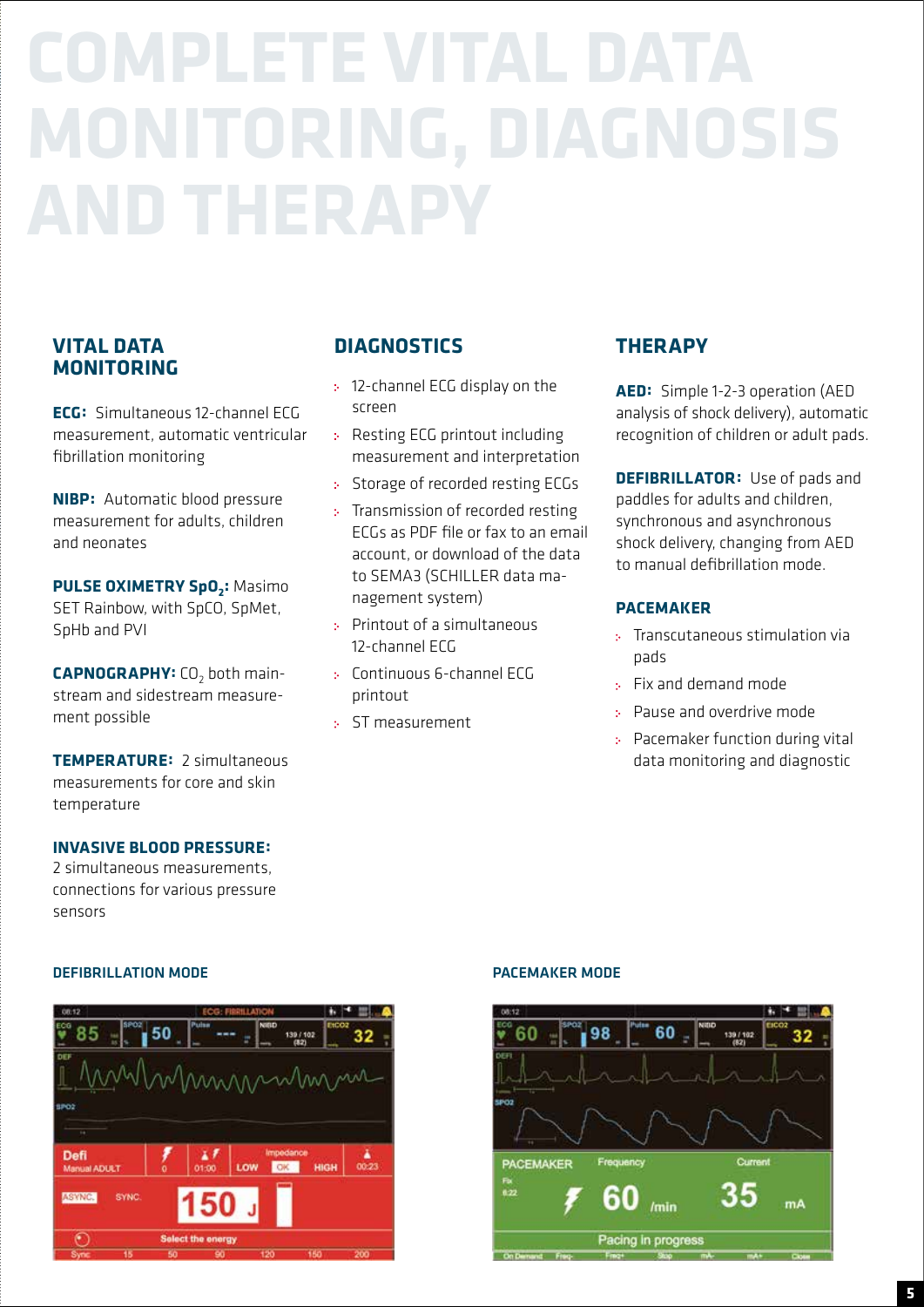# COMPLETE VITAL DATA MONITORING, DIAGNOSIS AND THERAPY

## VITAL DATA MONITORING

**ECG:** Simultaneous 12-channel ECG measurement, automatic ventricular fibrillation monitoring

**NIBP:** Automatic blood pressure measurement for adults, children and neonates

**PULSE OXIMETRY $SpO_2$:** Masimo SET Rainbow, with SpCO, SpMet, SpHb and PVI

**CAPNOGRAPHY:** $CO_2$ both mainstream and sidestream measurement possible

**TEMPERATURE:** 2 simultaneous measurements for core and skin temperature

**INVASIVE BLOOD PRESSURE:** 2 simultaneous measurements, connections for various pressure sensors

## DIAGNOSTICS

- 12-channel ECG display on the screen
- Resting ECG printout including measurement and interpretation
- Storage of recorded resting ECGs
- Transmission of recorded resting ECGs as PDF file or fax to an email account, or download of the data to SEMA3 (SCHILLER data management system)
- Printout of a simultaneous 12-channel ECG
- Continuous 6-channel ECG printout
- ST measurement

## THERAPY

**AED:** Simple 1-2-3 operation (AED analysis of shock delivery), automatic recognition of children or adult pads.

**DEFIBRILLATOR:** Use of pads and paddles for adults and children, synchronous and asynchronous shock delivery, changing from AED to manual defibrillation mode.

### PACEMAKER

- Transcutaneous stimulation via pads
- Fix and demand mode
- Pause and overdrive mode
- Pacemaker function during vital data monitoring and diagnostic

DEFIBRILLATION MODE

PACEMAKER MODE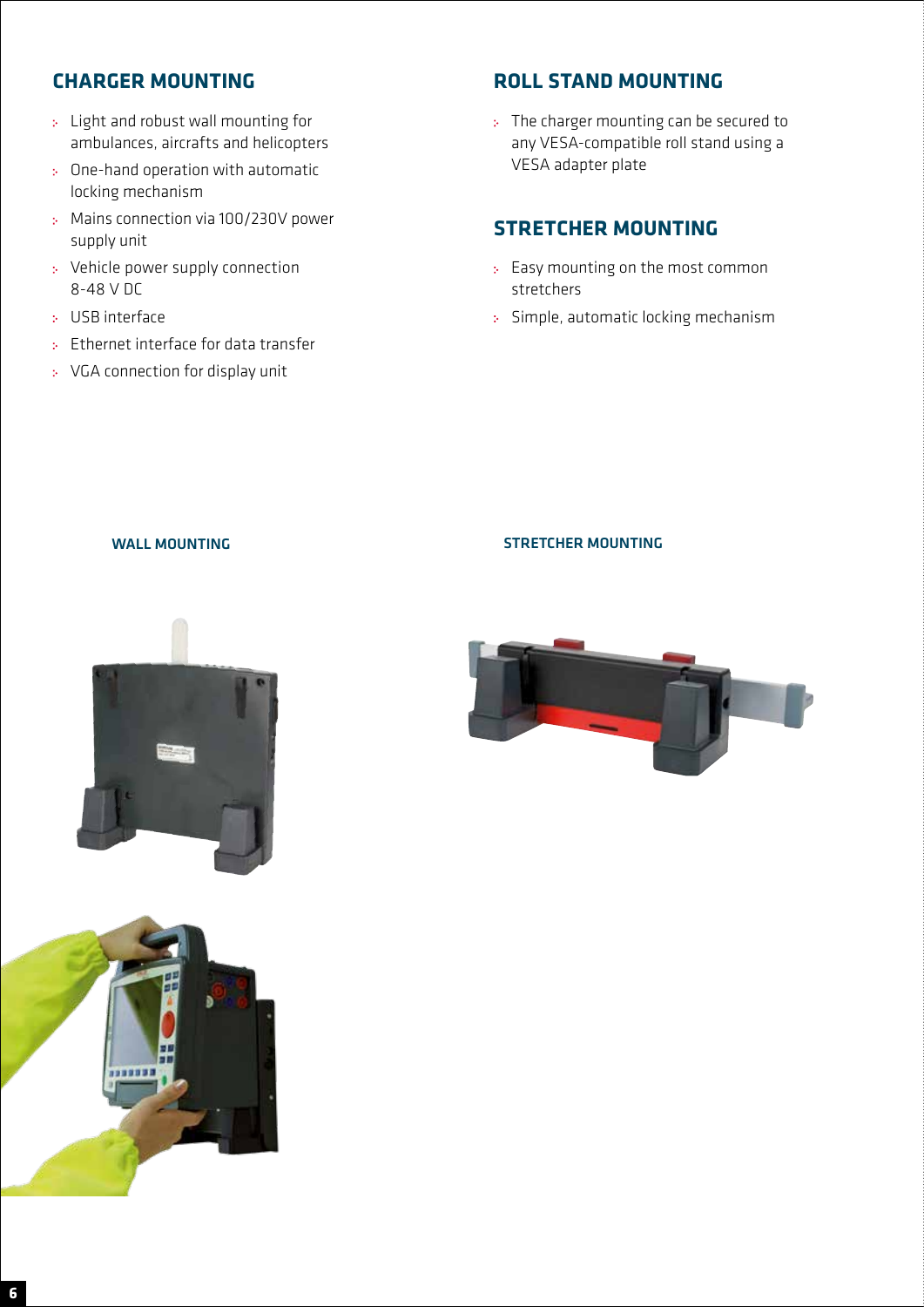## CHARGER MOUNTING

- Light and robust wall mounting for ambulances, aircrafts and helicopters
- One-hand operation with automatic locking mechanism
- Mains connection via 100/230V power supply unit
- Vehicle power supply connection 8-48 V DC
- USB interface
- Ethernet interface for data transfer
- VGA connection for display unit

## ROLL STAND MOUNTING

- The charger mounting can be secured to any VESA-compatible roll stand using a VESA adapter plate

## STRETCHER MOUNTING

- Easy mounting on the most common stretchers
- Simple, automatic locking mechanism

WALL MOUNTING

STRETCHER MOUNTING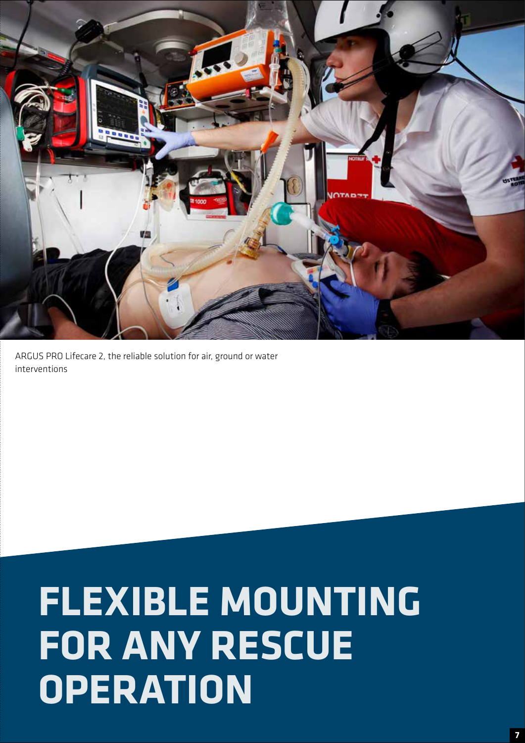ARGUS PRO Lifecare 2, the reliable solution for air, ground or water interventions

# FLEXIBLE MOUNTING FOR ANY RESCUE OPERATION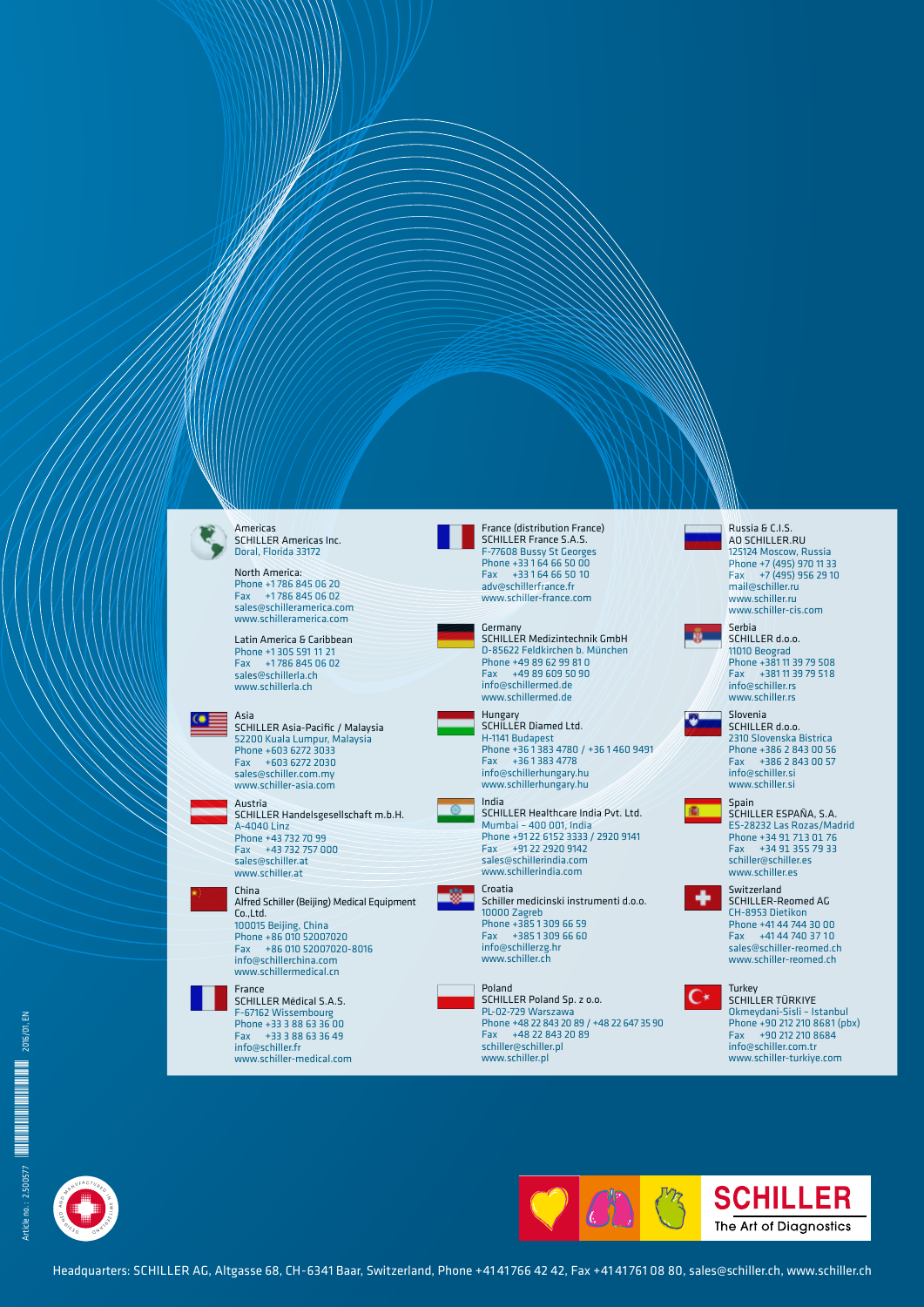Americas
SCHILLER Americas Inc.
Doral, Florida 33172

North America:
Phone +1 786 845 06 20
Fax +1 786 845 06 02
sales@schilleramerica.com
www.schilleramerica.com

Latin America & Caribbean
Phone +1 305 591 11 21
Fax +1 786 845 06 02
sales@schillerla.ch
www.schillerla.ch

Asia
SCHILLER Asia-Pacific / Malaysia
52200 Kuala Lumpur, Malaysia
Phone +603 6272 3033
Fax +603 6272 2030
sales@schiller.com.my
www.schiller-asia.com

Austria
SCHILLER Handelsgesellschaft m.b.H.
A-4040 Linz
Phone +43 732 70 99
Fax +43 732 757 000
sales@schiller.at
www.schiller.at

China
Alfred Schiller (Beijing) Medical Equipment Co.,Ltd.
100015 Beijing, China
Phone +86 010 52007020
Fax +86 010 52007020-8016
info@schillerchina.com
www.schillermedical.cn

France
SCHILLER Médical S.A.S.
F-67162 Wissembourg
Phone +33 3 88 63 36 00
Fax +33 3 88 63 36 49
info@schiller.fr
www.schiller-medical.com

France (distribution France)
SCHILLER France S.A.S.
F-77608 Bussy St Georges
Phone +33 1 64 66 50 00
Fax +33 1 64 66 50 10
adv@schillerfrance.fr
www.schiller-france.com

Germany
SCHILLER Medizintechnik GmbH
D-85622 Feldkirchen b. München
Phone +49 89 62 99 81 0
Fax +49 89 609 50 90
info@schillermed.de
www.schillermed.de

Hungary
SCHILLER Diamed Ltd.
H-1141 Budapest
Phone +36 1 383 4780 / +36 1 460 9491
Fax +36 1 383 4778
info@schillerhungary.hu
www.schillerhungary.hu

India
SCHILLER Healthcare India Pvt. Ltd.
Mumbai – 400 001, India
Phone +91 22 6152 3333 / 2920 9141
Fax +91 22 2920 9142
sales@schillerindia.com
www.schillerindia.com

Croatia
Schiller medicinski instrumenti d.o.o.
10000 Zagreb
Phone +385 1 309 66 59
Fax +385 1 309 66 60
info@schillerzg.hr
www.schiller.ch

Poland
SCHILLER Poland Sp. z o.o.
PL-02-729 Warszawa
Phone +48 22 843 20 89 / +48 22 647 35 90
Fax +48 22 843 20 89
schiller@schiller.pl
www.schiller.pl

Russia & C.I.S.
AO SCHILLER.RU
125124 Moscow, Russia
Phone +7 (495) 970 11 33
Fax +7 (495) 956 29 10
mail@schiller.ru
www.schiller.ru
www.schiller-cis.com

Serbia
SCHILLER d.o.o.
11010 Beograd
Phone +381 11 39 79 508
Fax +381 11 39 79 518
info@schiller.rs
www.schiller.rs

Slovenia
SCHILLER d.o.o.
2310 Slovenska Bistrica
Phone +386 2 843 00 56
Fax +386 2 843 00 57
info@schiller.si
www.schiller.si

Spain
SCHILLER ESPAÑA, S.A.
ES-28232 Las Rozas/Madrid
Phone +34 91 713 01 76
Fax +34 91 355 79 33
schiller@schiller.es
www.schiller.es

Switzerland
SCHILLER-Reomed AG
CH-8953 Dietikon
Phone +41 44 744 30 00
Fax +41 44 740 37 10
sales@schiller-reomed.ch
www.schiller-reomed.ch

Turkey
SCHILLER TÜRKIYE
Okmeydani-Sisli – Istanbul
Phone +90 212 210 8681 (pbx)
Fax +90 212 210 8684
info@schiller.com.tr
www.schiller-turkiye.com

Article no.: 2.510577 2016/01_EN

SCHILLER
The Art of Diagnostics

Headquarters: SCHILLER AG, Altgasse 68, CH-6341 Baar, Switzerland, Phone +41 41 766 42 42, Fax +41 41 761 08 80, sales@schiller.ch, www.schiller.ch